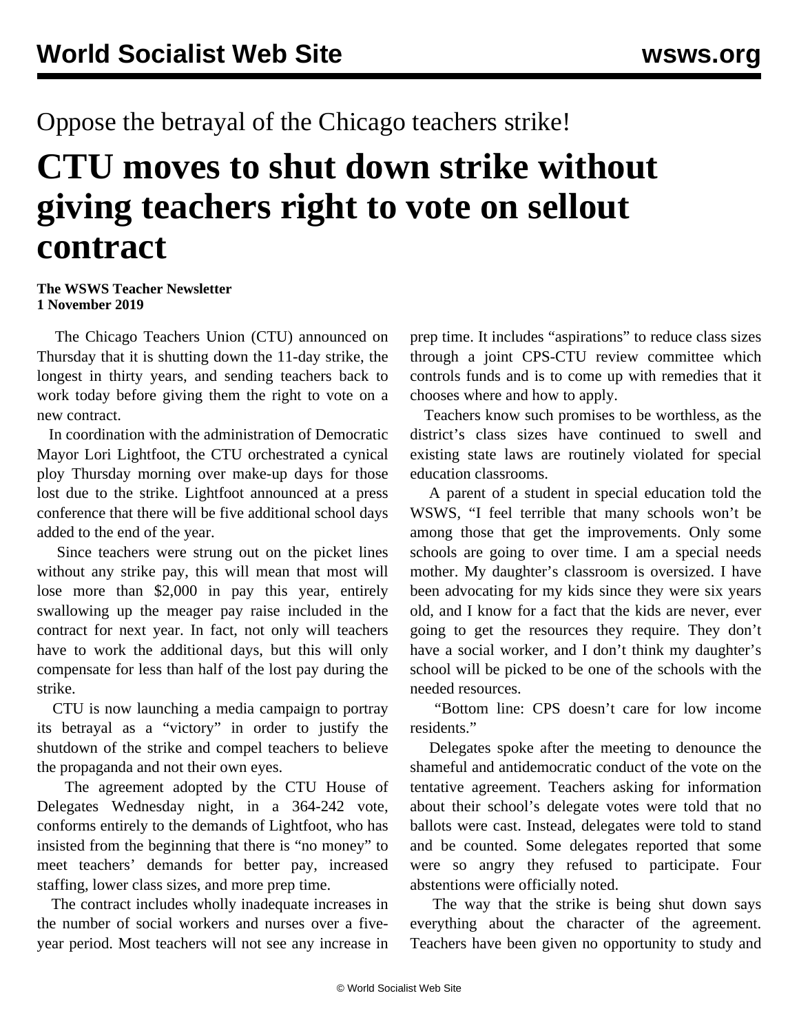Oppose the betrayal of the Chicago teachers strike!

# CTU moves to shut down strike without giving teachers right to vote on sellout contract

**The WSWS Teacher Newsletter**
**1 November 2019**

The Chicago Teachers Union (CTU) announced on Thursday that it is shutting down the 11-day strike, the longest in thirty years, and sending teachers back to work today before giving them the right to vote on a new contract.

In coordination with the administration of Democratic Mayor Lori Lightfoot, the CTU orchestrated a cynical ploy Thursday morning over make-up days for those lost due to the strike. Lightfoot announced at a press conference that there will be five additional school days added to the end of the year.

Since teachers were strung out on the picket lines without any strike pay, this will mean that most will lose more than $2,000 in pay this year, entirely swallowing up the meager pay raise included in the contract for next year. In fact, not only will teachers have to work the additional days, but this will only compensate for less than half of the lost pay during the strike.

CTU is now launching a media campaign to portray its betrayal as a "victory" in order to justify the shutdown of the strike and compel teachers to believe the propaganda and not their own eyes.

The agreement adopted by the CTU House of Delegates Wednesday night, in a 364-242 vote, conforms entirely to the demands of Lightfoot, who has insisted from the beginning that there is "no money" to meet teachers' demands for better pay, increased staffing, lower class sizes, and more prep time.

The contract includes wholly inadequate increases in the number of social workers and nurses over a five-year period. Most teachers will not see any increase in prep time. It includes "aspirations" to reduce class sizes through a joint CPS-CTU review committee which controls funds and is to come up with remedies that it chooses where and how to apply.

Teachers know such promises to be worthless, as the district's class sizes have continued to swell and existing state laws are routinely violated for special education classrooms.

A parent of a student in special education told the WSWS, "I feel terrible that many schools won't be among those that get the improvements. Only some schools are going to over time. I am a special needs mother. My daughter's classroom is oversized. I have been advocating for my kids since they were six years old, and I know for a fact that the kids are never, ever going to get the resources they require. They don't have a social worker, and I don't think my daughter's school will be picked to be one of the schools with the needed resources.

"Bottom line: CPS doesn't care for low income residents."

Delegates spoke after the meeting to denounce the shameful and antidemocratic conduct of the vote on the tentative agreement. Teachers asking for information about their school's delegate votes were told that no ballots were cast. Instead, delegates were told to stand and be counted. Some delegates reported that some were so angry they refused to participate. Four abstentions were officially noted.

The way that the strike is being shut down says everything about the character of the agreement. Teachers have been given no opportunity to study and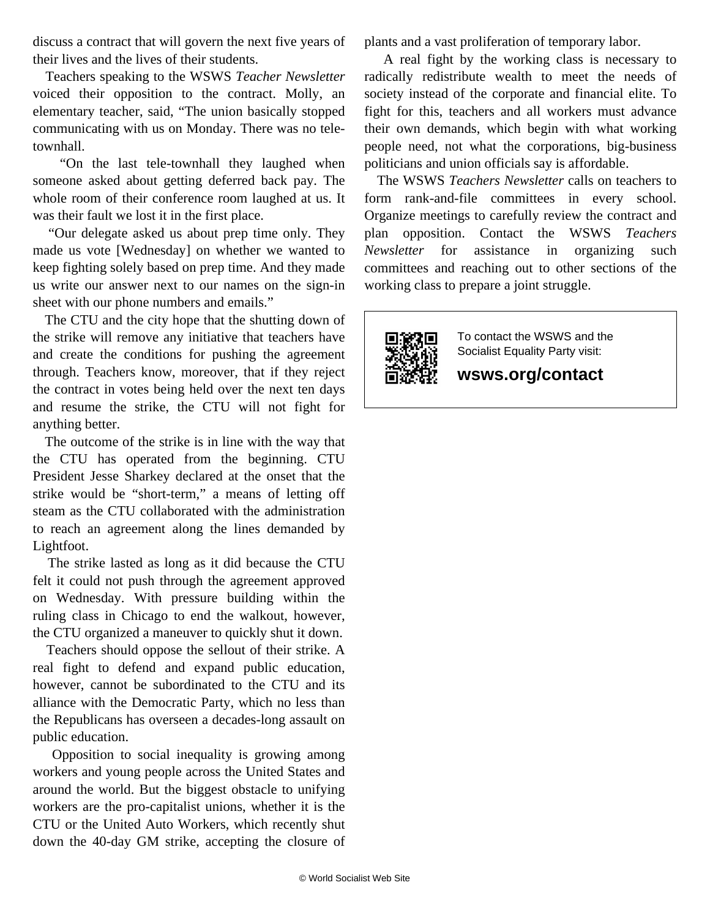discuss a contract that will govern the next five years of their lives and the lives of their students.

Teachers speaking to the WSWS *Teacher Newsletter* voiced their opposition to the contract. Molly, an elementary teacher, said, "The union basically stopped communicating with us on Monday. There was no tele-townhall.

"On the last tele-townhall they laughed when someone asked about getting deferred back pay. The whole room of their conference room laughed at us. It was their fault we lost it in the first place.

"Our delegate asked us about prep time only. They made us vote [Wednesday] on whether we wanted to keep fighting solely based on prep time. And they made us write our answer next to our names on the sign-in sheet with our phone numbers and emails."

The CTU and the city hope that the shutting down of the strike will remove any initiative that teachers have and create the conditions for pushing the agreement through. Teachers know, moreover, that if they reject the contract in votes being held over the next ten days and resume the strike, the CTU will not fight for anything better.

The outcome of the strike is in line with the way that the CTU has operated from the beginning. CTU President Jesse Sharkey declared at the onset that the strike would be "short-term," a means of letting off steam as the CTU collaborated with the administration to reach an agreement along the lines demanded by Lightfoot.

The strike lasted as long as it did because the CTU felt it could not push through the agreement approved on Wednesday. With pressure building within the ruling class in Chicago to end the walkout, however, the CTU organized a maneuver to quickly shut it down.

Teachers should oppose the sellout of their strike. A real fight to defend and expand public education, however, cannot be subordinated to the CTU and its alliance with the Democratic Party, which no less than the Republicans has overseen a decades-long assault on public education.

Opposition to social inequality is growing among workers and young people across the United States and around the world. But the biggest obstacle to unifying workers are the pro-capitalist unions, whether it is the CTU or the United Auto Workers, which recently shut down the 40-day GM strike, accepting the closure of plants and a vast proliferation of temporary labor.

A real fight by the working class is necessary to radically redistribute wealth to meet the needs of society instead of the corporate and financial elite. To fight for this, teachers and all workers must advance their own demands, which begin with what working people need, not what the corporations, big-business politicians and union officials say is affordable.

The WSWS *Teachers Newsletter* calls on teachers to form rank-and-file committees in every school. Organize meetings to carefully review the contract and plan opposition. Contact the WSWS *Teachers Newsletter* for assistance in organizing such committees and reaching out to other sections of the working class to prepare a joint struggle.

To contact the WSWS and the Socialist Equality Party visit:

**wsws.org/contact**